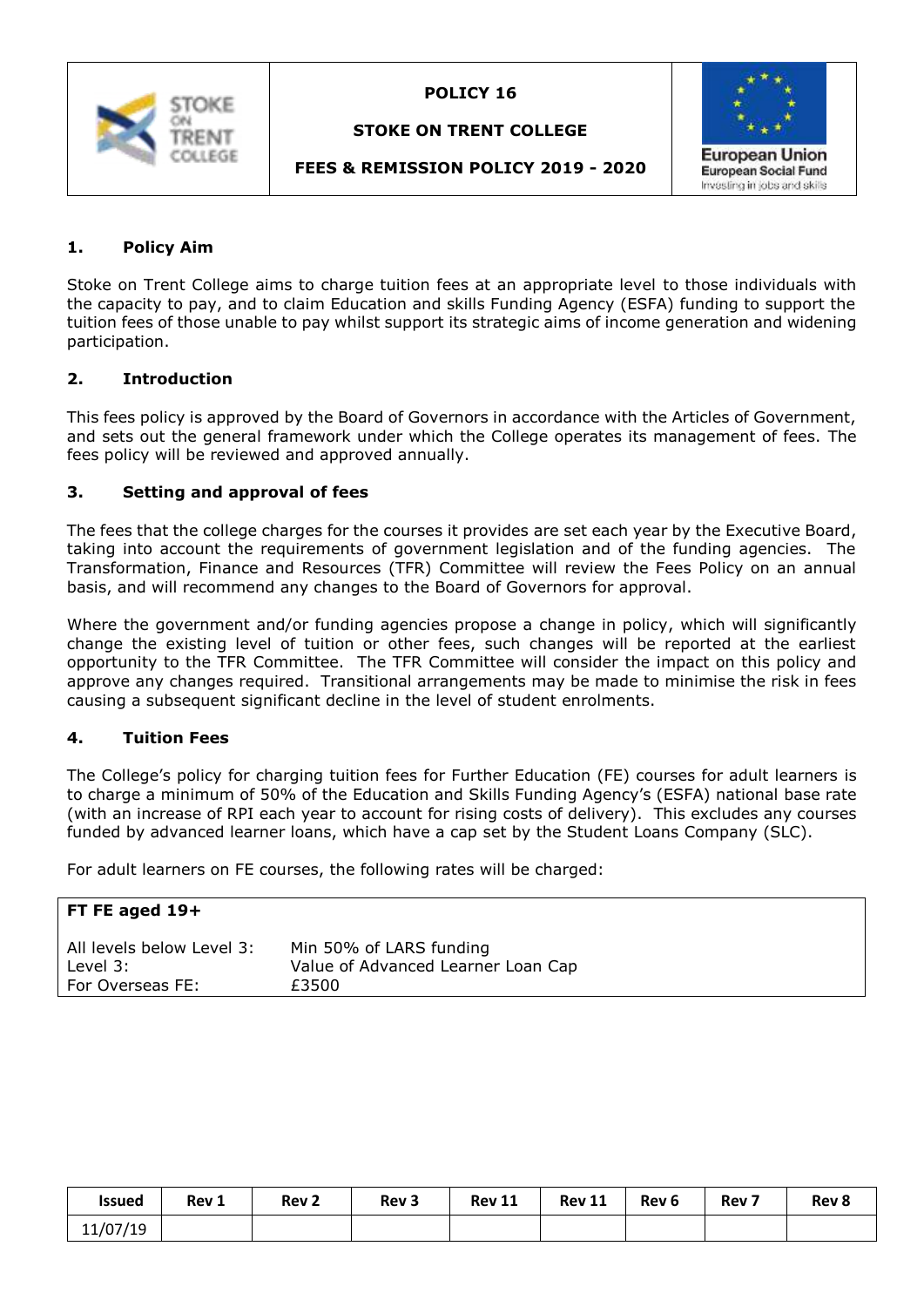| | POLICY 16<br><br>STOKE ON TRENT COLLEGE<br><br>FEES & REMISSION POLICY 2019 - 2020 | European Union<br>European Social Fund<br>Investing in jobs and skills |
|---|---|---|

## 1. Policy Aim

Stoke on Trent College aims to charge tuition fees at an appropriate level to those individuals with the capacity to pay, and to claim Education and skills Funding Agency (ESFA) funding to support the tuition fees of those unable to pay whilst support its strategic aims of income generation and widening participation.

## 2. Introduction

This fees policy is approved by the Board of Governors in accordance with the Articles of Government, and sets out the general framework under which the College operates its management of fees. The fees policy will be reviewed and approved annually.

## 3. Setting and approval of fees

The fees that the college charges for the courses it provides are set each year by the Executive Board, taking into account the requirements of government legislation and of the funding agencies. The Transformation, Finance and Resources (TFR) Committee will review the Fees Policy on an annual basis, and will recommend any changes to the Board of Governors for approval.

Where the government and/or funding agencies propose a change in policy, which will significantly change the existing level of tuition or other fees, such changes will be reported at the earliest opportunity to the TFR Committee. The TFR Committee will consider the impact on this policy and approve any changes required. Transitional arrangements may be made to minimise the risk in fees causing a subsequent significant decline in the level of student enrolments.

## 4. Tuition Fees

The College's policy for charging tuition fees for Further Education (FE) courses for adult learners is to charge a minimum of 50% of the Education and Skills Funding Agency's (ESFA) national base rate (with an increase of RPI each year to account for rising costs of delivery). This excludes any courses funded by advanced learner loans, which have a cap set by the Student Loans Company (SLC).

For adult learners on FE courses, the following rates will be charged:

| **FT FE aged 19+** | |
|---|---|
| All levels below Level 3: | Min 50% of LARS funding |
| Level 3: | Value of Advanced Learner Loan Cap |
| For Overseas FE: | £3500 |

| Issued | Rev 1 | Rev 2 | Rev 3 | Rev 11 | Rev 11 | Rev 6 | Rev 7 | Rev 8 |
|---|---|---|---|---|---|---|---|---|
| 11/07/19 | | | | | | | | |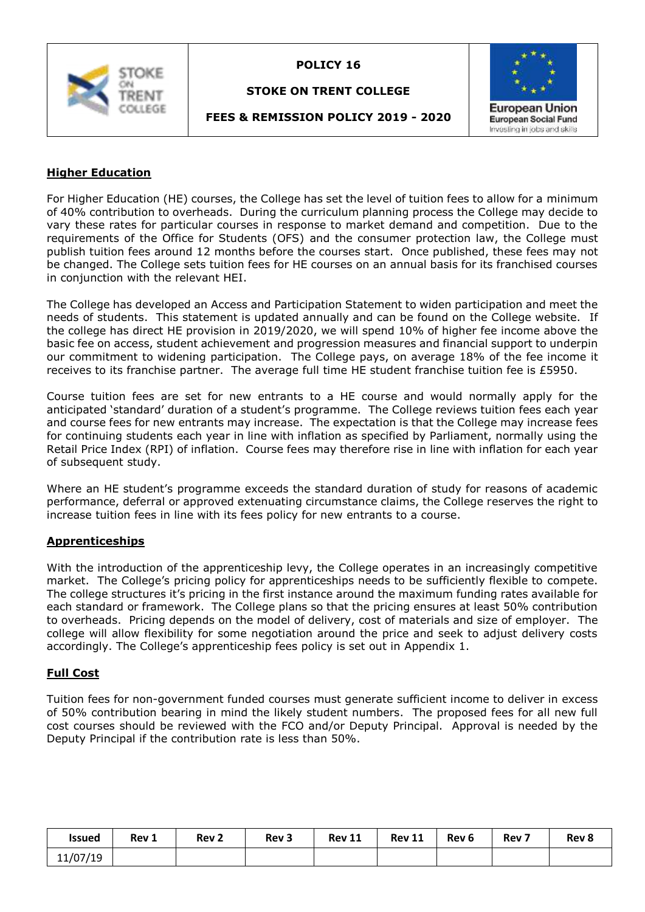## Higher Education

For Higher Education (HE) courses, the College has set the level of tuition fees to allow for a minimum of 40% contribution to overheads. During the curriculum planning process the College may decide to vary these rates for particular courses in response to market demand and competition. Due to the requirements of the Office for Students (OFS) and the consumer protection law, the College must publish tuition fees around 12 months before the courses start. Once published, these fees may not be changed. The College sets tuition fees for HE courses on an annual basis for its franchised courses in conjunction with the relevant HEI.

The College has developed an Access and Participation Statement to widen participation and meet the needs of students. This statement is updated annually and can be found on the College website. If the college has direct HE provision in 2019/2020, we will spend 10% of higher fee income above the basic fee on access, student achievement and progression measures and financial support to underpin our commitment to widening participation. The College pays, on average 18% of the fee income it receives to its franchise partner. The average full time HE student franchise tuition fee is £5950.

Course tuition fees are set for new entrants to a HE course and would normally apply for the anticipated 'standard' duration of a student's programme. The College reviews tuition fees each year and course fees for new entrants may increase. The expectation is that the College may increase fees for continuing students each year in line with inflation as specified by Parliament, normally using the Retail Price Index (RPI) of inflation. Course fees may therefore rise in line with inflation for each year of subsequent study.

Where an HE student's programme exceeds the standard duration of study for reasons of academic performance, deferral or approved extenuating circumstance claims, the College reserves the right to increase tuition fees in line with its fees policy for new entrants to a course.

## Apprenticeships

With the introduction of the apprenticeship levy, the College operates in an increasingly competitive market. The College's pricing policy for apprenticeships needs to be sufficiently flexible to compete. The college structures it's pricing in the first instance around the maximum funding rates available for each standard or framework. The College plans so that the pricing ensures at least 50% contribution to overheads. Pricing depends on the model of delivery, cost of materials and size of employer. The college will allow flexibility for some negotiation around the price and seek to adjust delivery costs accordingly. The College's apprenticeship fees policy is set out in Appendix 1.

## Full Cost

Tuition fees for non-government funded courses must generate sufficient income to deliver in excess of 50% contribution bearing in mind the likely student numbers. The proposed fees for all new full cost courses should be reviewed with the FCO and/or Deputy Principal. Approval is needed by the Deputy Principal if the contribution rate is less than 50%.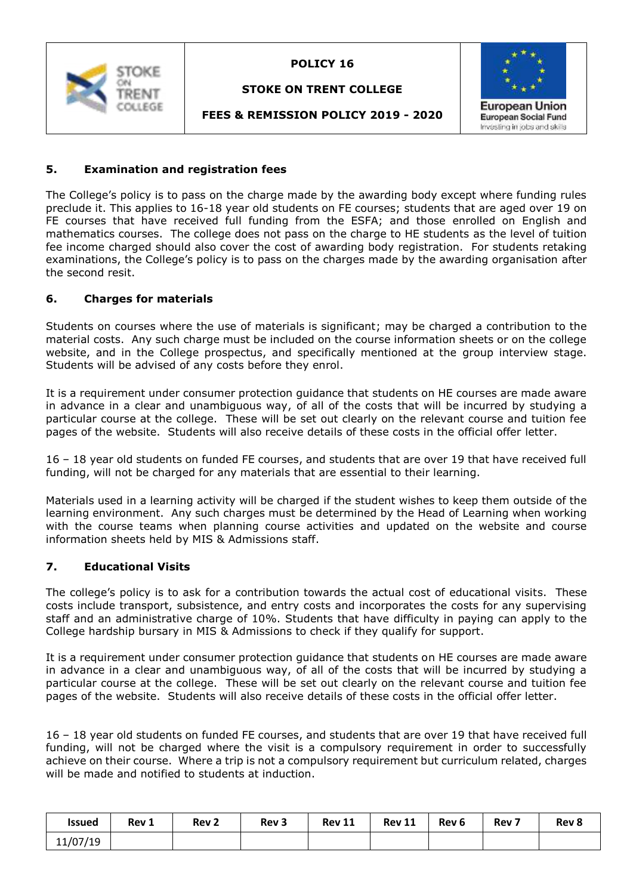## 5. Examination and registration fees

The College's policy is to pass on the charge made by the awarding body except where funding rules preclude it. This applies to 16-18 year old students on FE courses; students that are aged over 19 on FE courses that have received full funding from the ESFA; and those enrolled on English and mathematics courses. The college does not pass on the charge to HE students as the level of tuition fee income charged should also cover the cost of awarding body registration. For students retaking examinations, the College's policy is to pass on the charges made by the awarding organisation after the second resit.

## 6. Charges for materials

Students on courses where the use of materials is significant; may be charged a contribution to the material costs. Any such charge must be included on the course information sheets or on the college website, and in the College prospectus, and specifically mentioned at the group interview stage. Students will be advised of any costs before they enrol.

It is a requirement under consumer protection guidance that students on HE courses are made aware in advance in a clear and unambiguous way, of all of the costs that will be incurred by studying a particular course at the college. These will be set out clearly on the relevant course and tuition fee pages of the website. Students will also receive details of these costs in the official offer letter.

16 – 18 year old students on funded FE courses, and students that are over 19 that have received full funding, will not be charged for any materials that are essential to their learning.

Materials used in a learning activity will be charged if the student wishes to keep them outside of the learning environment. Any such charges must be determined by the Head of Learning when working with the course teams when planning course activities and updated on the website and course information sheets held by MIS & Admissions staff.

## 7. Educational Visits

The college's policy is to ask for a contribution towards the actual cost of educational visits. These costs include transport, subsistence, and entry costs and incorporates the costs for any supervising staff and an administrative charge of 10%. Students that have difficulty in paying can apply to the College hardship bursary in MIS & Admissions to check if they qualify for support.

It is a requirement under consumer protection guidance that students on HE courses are made aware in advance in a clear and unambiguous way, of all of the costs that will be incurred by studying a particular course at the college. These will be set out clearly on the relevant course and tuition fee pages of the website. Students will also receive details of these costs in the official offer letter.

16 – 18 year old students on funded FE courses, and students that are over 19 that have received full funding, will not be charged where the visit is a compulsory requirement in order to successfully achieve on their course. Where a trip is not a compulsory requirement but curriculum related, charges will be made and notified to students at induction.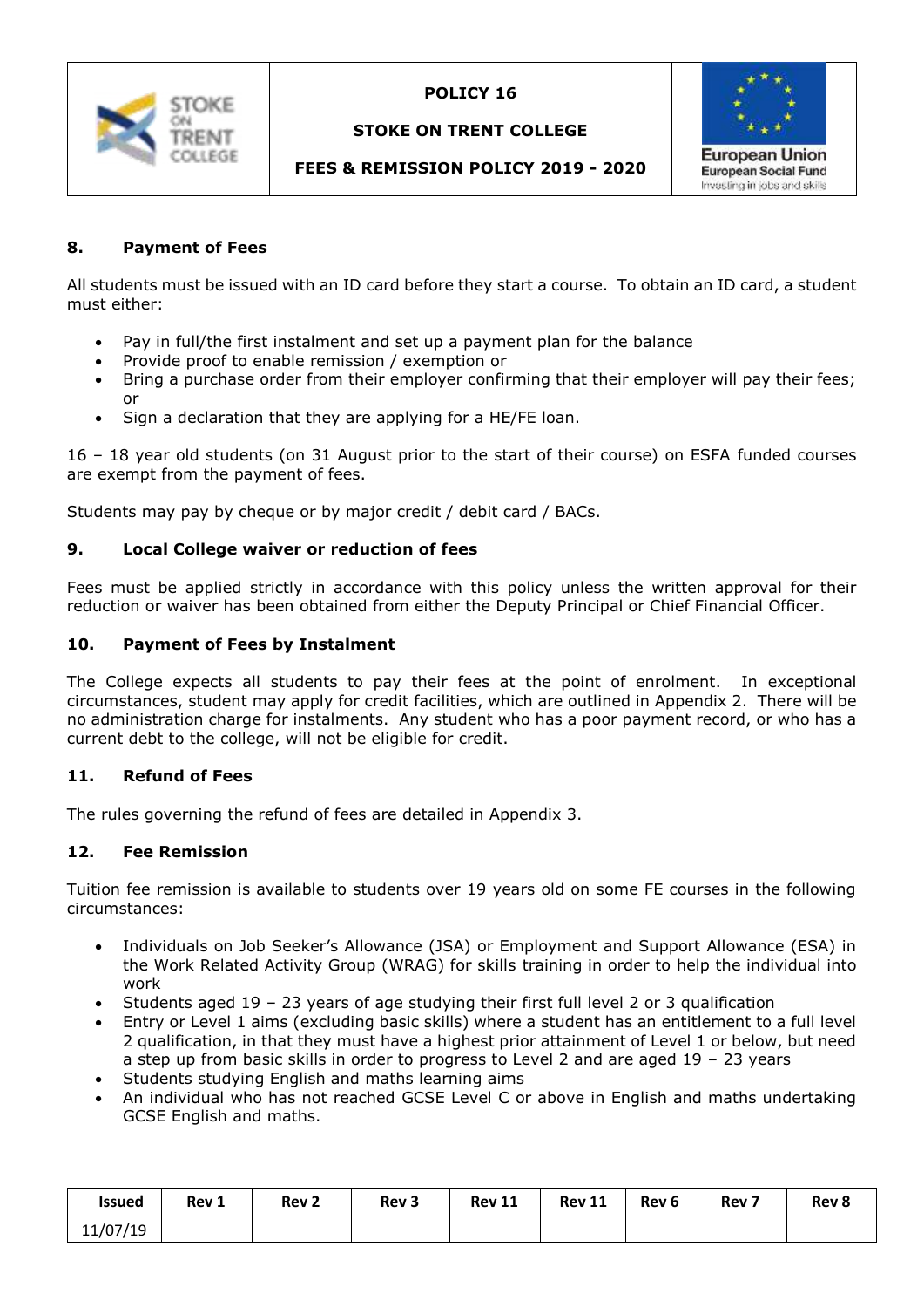## 8. Payment of Fees

All students must be issued with an ID card before they start a course. To obtain an ID card, a student must either:

- Pay in full/the first instalment and set up a payment plan for the balance
- Provide proof to enable remission / exemption or
- Bring a purchase order from their employer confirming that their employer will pay their fees; or
- Sign a declaration that they are applying for a HE/FE loan.

16 – 18 year old students (on 31 August prior to the start of their course) on ESFA funded courses are exempt from the payment of fees.

Students may pay by cheque or by major credit / debit card / BACs.

## 9. Local College waiver or reduction of fees

Fees must be applied strictly in accordance with this policy unless the written approval for their reduction or waiver has been obtained from either the Deputy Principal or Chief Financial Officer.

## 10. Payment of Fees by Instalment

The College expects all students to pay their fees at the point of enrolment. In exceptional circumstances, student may apply for credit facilities, which are outlined in Appendix 2. There will be no administration charge for instalments. Any student who has a poor payment record, or who has a current debt to the college, will not be eligible for credit.

## 11. Refund of Fees

The rules governing the refund of fees are detailed in Appendix 3.

## 12. Fee Remission

Tuition fee remission is available to students over 19 years old on some FE courses in the following circumstances:

- Individuals on Job Seeker's Allowance (JSA) or Employment and Support Allowance (ESA) in the Work Related Activity Group (WRAG) for skills training in order to help the individual into work
- Students aged 19 – 23 years of age studying their first full level 2 or 3 qualification
- Entry or Level 1 aims (excluding basic skills) where a student has an entitlement to a full level 2 qualification, in that they must have a highest prior attainment of Level 1 or below, but need a step up from basic skills in order to progress to Level 2 and are aged 19 – 23 years
- Students studying English and maths learning aims
- An individual who has not reached GCSE Level C or above in English and maths undertaking GCSE English and maths.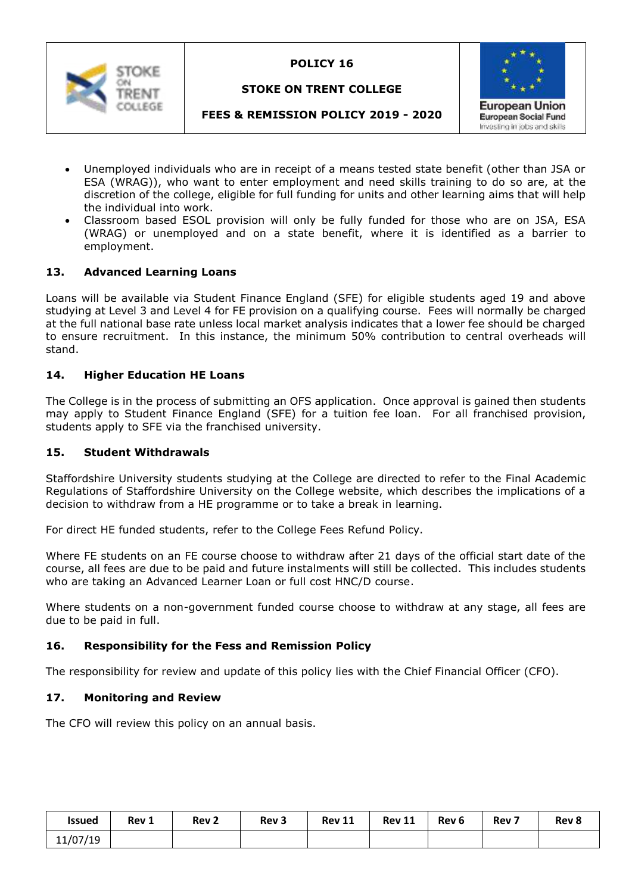- Unemployed individuals who are in receipt of a means tested state benefit (other than JSA or ESA (WRAG)), who want to enter employment and need skills training to do so are, at the discretion of the college, eligible for full funding for units and other learning aims that will help the individual into work.
- Classroom based ESOL provision will only be fully funded for those who are on JSA, ESA (WRAG) or unemployed and on a state benefit, where it is identified as a barrier to employment.

## 13. Advanced Learning Loans

Loans will be available via Student Finance England (SFE) for eligible students aged 19 and above studying at Level 3 and Level 4 for FE provision on a qualifying course. Fees will normally be charged at the full national base rate unless local market analysis indicates that a lower fee should be charged to ensure recruitment. In this instance, the minimum 50% contribution to central overheads will stand.

## 14. Higher Education HE Loans

The College is in the process of submitting an OFS application. Once approval is gained then students may apply to Student Finance England (SFE) for a tuition fee loan. For all franchised provision, students apply to SFE via the franchised university.

## 15. Student Withdrawals

Staffordshire University students studying at the College are directed to refer to the Final Academic Regulations of Staffordshire University on the College website, which describes the implications of a decision to withdraw from a HE programme or to take a break in learning.

For direct HE funded students, refer to the College Fees Refund Policy.

Where FE students on an FE course choose to withdraw after 21 days of the official start date of the course, all fees are due to be paid and future instalments will still be collected. This includes students who are taking an Advanced Learner Loan or full cost HNC/D course.

Where students on a non-government funded course choose to withdraw at any stage, all fees are due to be paid in full.

## 16. Responsibility for the Fess and Remission Policy

The responsibility for review and update of this policy lies with the Chief Financial Officer (CFO).

## 17. Monitoring and Review

The CFO will review this policy on an annual basis.

| Issued | Rev 1 | Rev 2 | Rev 3 | Rev 11 | Rev 11 | Rev 6 | Rev 7 | Rev 8 |
|---|---|---|---|---|---|---|---|---|
| 11/07/19 | | | | | | | | |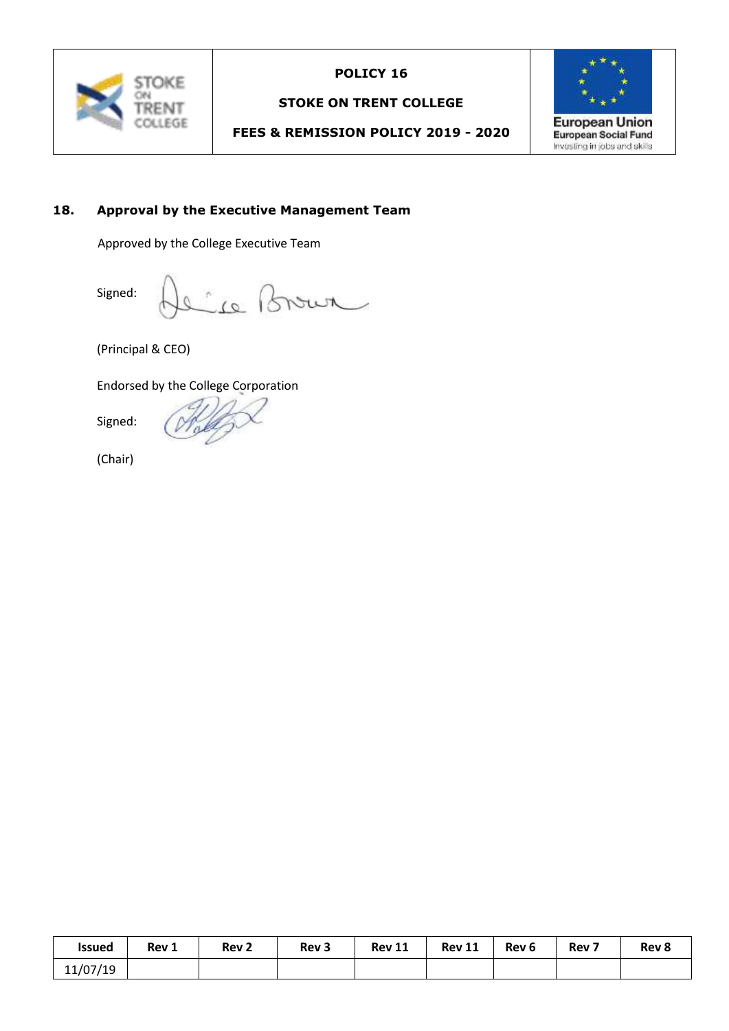## 18. Approval by the Executive Management Team

Approved by the College Executive Team

Signed:

(Principal & CEO)

Endorsed by the College Corporation

Signed:

(Chair)

| Issued | Rev 1 | Rev 2 | Rev 3 | Rev 11 | Rev 11 | Rev 6 | Rev 7 | Rev 8 |
|---|---|---|---|---|---|---|---|---|
| 11/07/19 | | | | | | | | |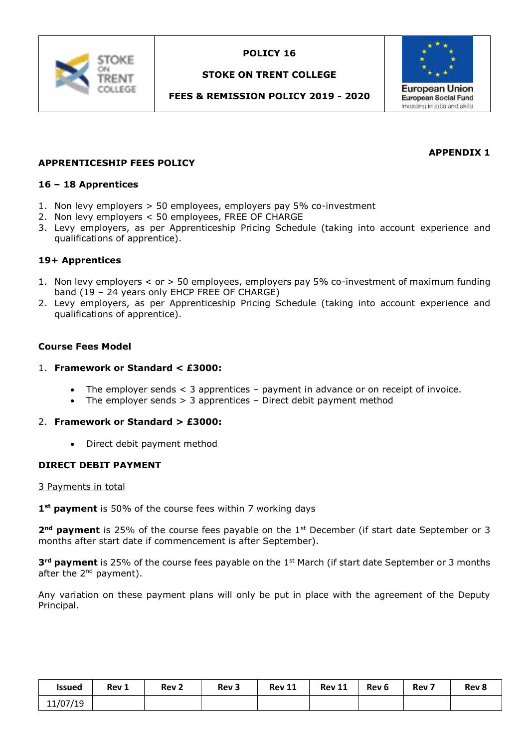| | POLICY 16<br>STOKE ON TRENT COLLEGE<br>FEES & REMISSION POLICY 2019 - 2020 | |
|---|---|---|

**APPENDIX 1**

## APPRENTICESHIP FEES POLICY

### 16 – 18 Apprentices

1. Non levy employers > 50 employees, employers pay 5% co-investment
2. Non levy employers < 50 employees, FREE OF CHARGE
3. Levy employers, as per Apprenticeship Pricing Schedule (taking into account experience and qualifications of apprentice).

### 19+ Apprentices

1. Non levy employers < or > 50 employees, employers pay 5% co-investment of maximum funding band (19 – 24 years only EHCP FREE OF CHARGE)
2. Levy employers, as per Apprenticeship Pricing Schedule (taking into account experience and qualifications of apprentice).

### Course Fees Model

1. **Framework or Standard < £3000:**
   - The employer sends < 3 apprentices – payment in advance or on receipt of invoice.
   - The employer sends > 3 apprentices – Direct debit payment method
2. **Framework or Standard > £3000:**
   - Direct debit payment method

### DIRECT DEBIT PAYMENT

3 Payments in total

**1st payment** is 50% of the course fees within 7 working days

**2nd payment** is 25% of the course fees payable on the 1st December (if start date September or 3 months after start date if commencement is after September).

**3rd payment** is 25% of the course fees payable on the 1st March (if start date September or 3 months after the 2nd payment).

Any variation on these payment plans will only be put in place with the agreement of the Deputy Principal.

| Issued | Rev 1 | Rev 2 | Rev 3 | Rev 11 | Rev 11 | Rev 6 | Rev 7 | Rev 8 |
|---|---|---|---|---|---|---|---|---|
| 11/07/19 | | | | | | | | |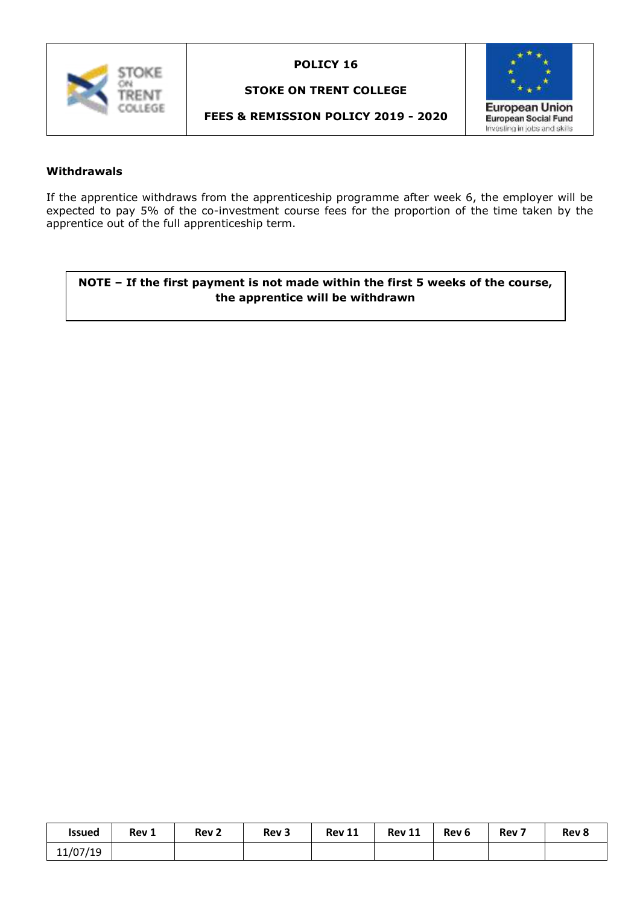#### Withdrawals

If the apprentice withdraws from the apprenticeship programme after week 6, the employer will be expected to pay 5% of the co-investment course fees for the proportion of the time taken by the apprentice out of the full apprenticeship term.

**NOTE – If the first payment is not made within the first 5 weeks of the course, the apprentice will be withdrawn**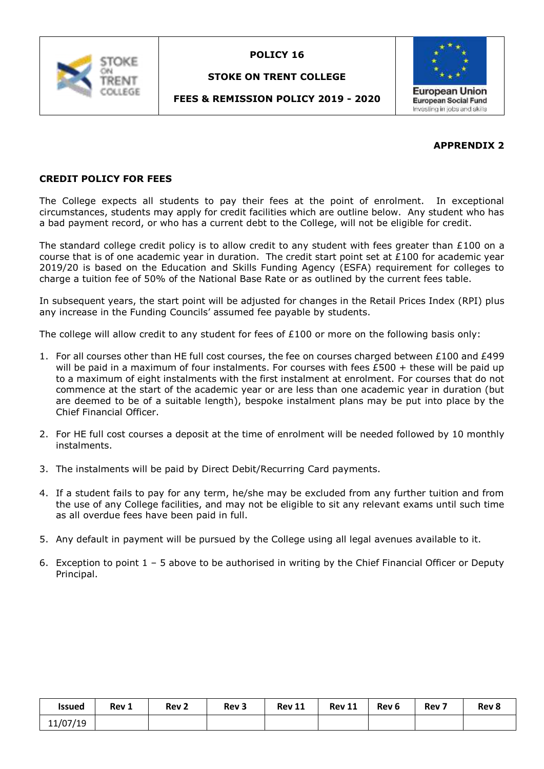| | POLICY 16<br>STOKE ON TRENT COLLEGE<br>FEES & REMISSION POLICY 2019 - 2020 | |
|---|---|---|

**APPRENDIX 2**

**CREDIT POLICY FOR FEES**

The College expects all students to pay their fees at the point of enrolment. In exceptional circumstances, students may apply for credit facilities which are outline below. Any student who has a bad payment record, or who has a current debt to the College, will not be eligible for credit.

The standard college credit policy is to allow credit to any student with fees greater than £100 on a course that is of one academic year in duration. The credit start point set at £100 for academic year 2019/20 is based on the Education and Skills Funding Agency (ESFA) requirement for colleges to charge a tuition fee of 50% of the National Base Rate or as outlined by the current fees table.

In subsequent years, the start point will be adjusted for changes in the Retail Prices Index (RPI) plus any increase in the Funding Councils' assumed fee payable by students.

The college will allow credit to any student for fees of £100 or more on the following basis only:

1. For all courses other than HE full cost courses, the fee on courses charged between £100 and £499 will be paid in a maximum of four instalments. For courses with fees £500 + these will be paid up to a maximum of eight instalments with the first instalment at enrolment. For courses that do not commence at the start of the academic year or are less than one academic year in duration (but are deemed to be of a suitable length), bespoke instalment plans may be put into place by the Chief Financial Officer.

2. For HE full cost courses a deposit at the time of enrolment will be needed followed by 10 monthly instalments.

3. The instalments will be paid by Direct Debit/Recurring Card payments.

4. If a student fails to pay for any term, he/she may be excluded from any further tuition and from the use of any College facilities, and may not be eligible to sit any relevant exams until such time as all overdue fees have been paid in full.

5. Any default in payment will be pursued by the College using all legal avenues available to it.

6. Exception to point 1 – 5 above to be authorised in writing by the Chief Financial Officer or Deputy Principal.

| Issued | Rev 1 | Rev 2 | Rev 3 | Rev 11 | Rev 11 | Rev 6 | Rev 7 | Rev 8 |
|---|---|---|---|---|---|---|---|---|
| 11/07/19 | | | | | | | | |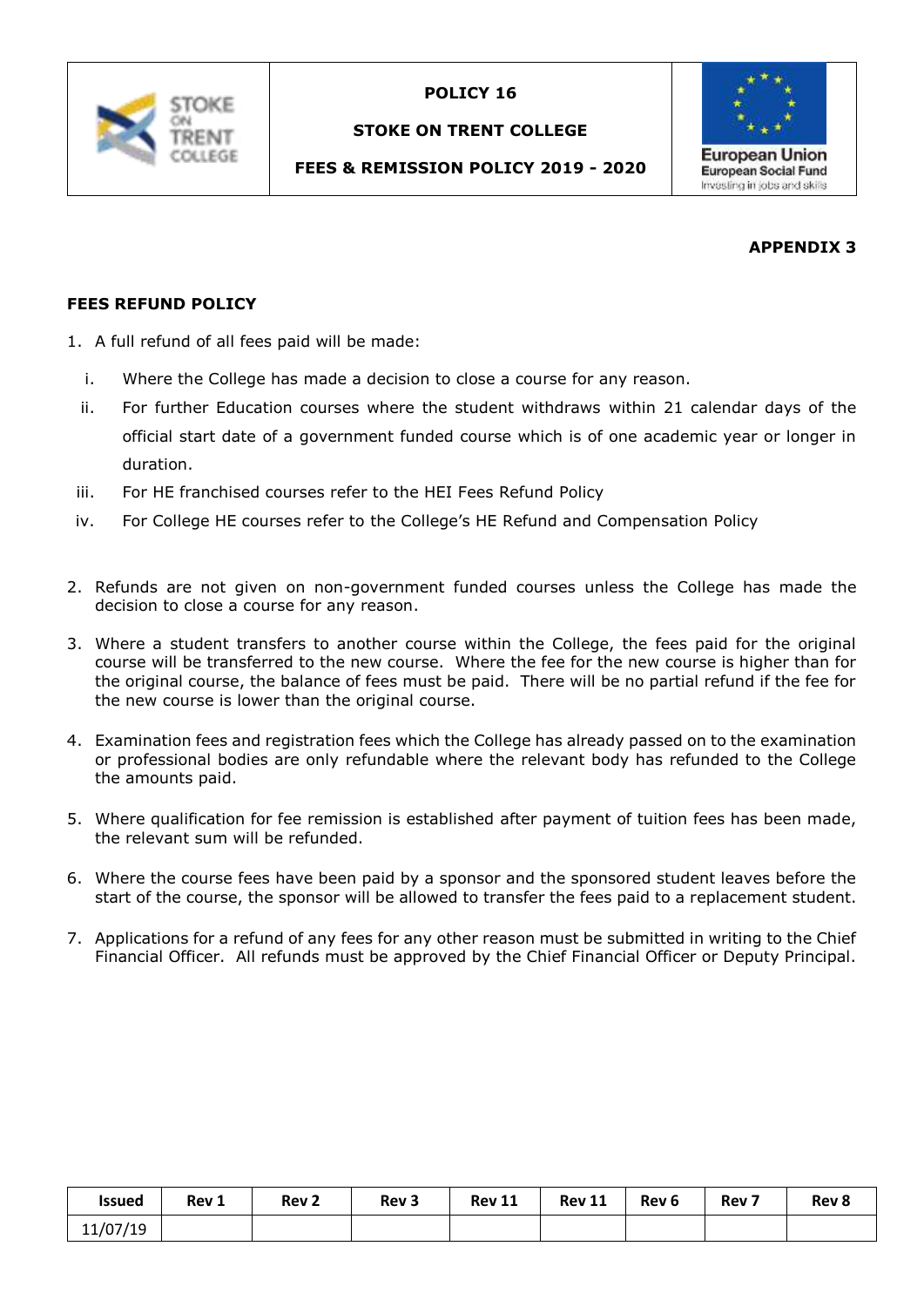| | POLICY 16<br>STOKE ON TRENT COLLEGE<br>FEES & REMISSION POLICY 2019 - 2020 | European Union<br>European Social Fund<br>Investing in jobs and skills |
|---|---|---|

**APPENDIX 3**

**FEES REFUND POLICY**

1. A full refund of all fees paid will be made:
   i. Where the College has made a decision to close a course for any reason.
   ii. For further Education courses where the student withdraws within 21 calendar days of the official start date of a government funded course which is of one academic year or longer in duration.
   iii. For HE franchised courses refer to the HEI Fees Refund Policy
   iv. For College HE courses refer to the College's HE Refund and Compensation Policy

2. Refunds are not given on non-government funded courses unless the College has made the decision to close a course for any reason.

3. Where a student transfers to another course within the College, the fees paid for the original course will be transferred to the new course. Where the fee for the new course is higher than for the original course, the balance of fees must be paid. There will be no partial refund if the fee for the new course is lower than the original course.

4. Examination fees and registration fees which the College has already passed on to the examination or professional bodies are only refundable where the relevant body has refunded to the College the amounts paid.

5. Where qualification for fee remission is established after payment of tuition fees has been made, the relevant sum will be refunded.

6. Where the course fees have been paid by a sponsor and the sponsored student leaves before the start of the course, the sponsor will be allowed to transfer the fees paid to a replacement student.

7. Applications for a refund of any fees for any other reason must be submitted in writing to the Chief Financial Officer. All refunds must be approved by the Chief Financial Officer or Deputy Principal.

| Issued | Rev 1 | Rev 2 | Rev 3 | Rev 11 | Rev 11 | Rev 6 | Rev 7 | Rev 8 |
|---|---|---|---|---|---|---|---|---|
| 11/07/19 | | | | | | | | |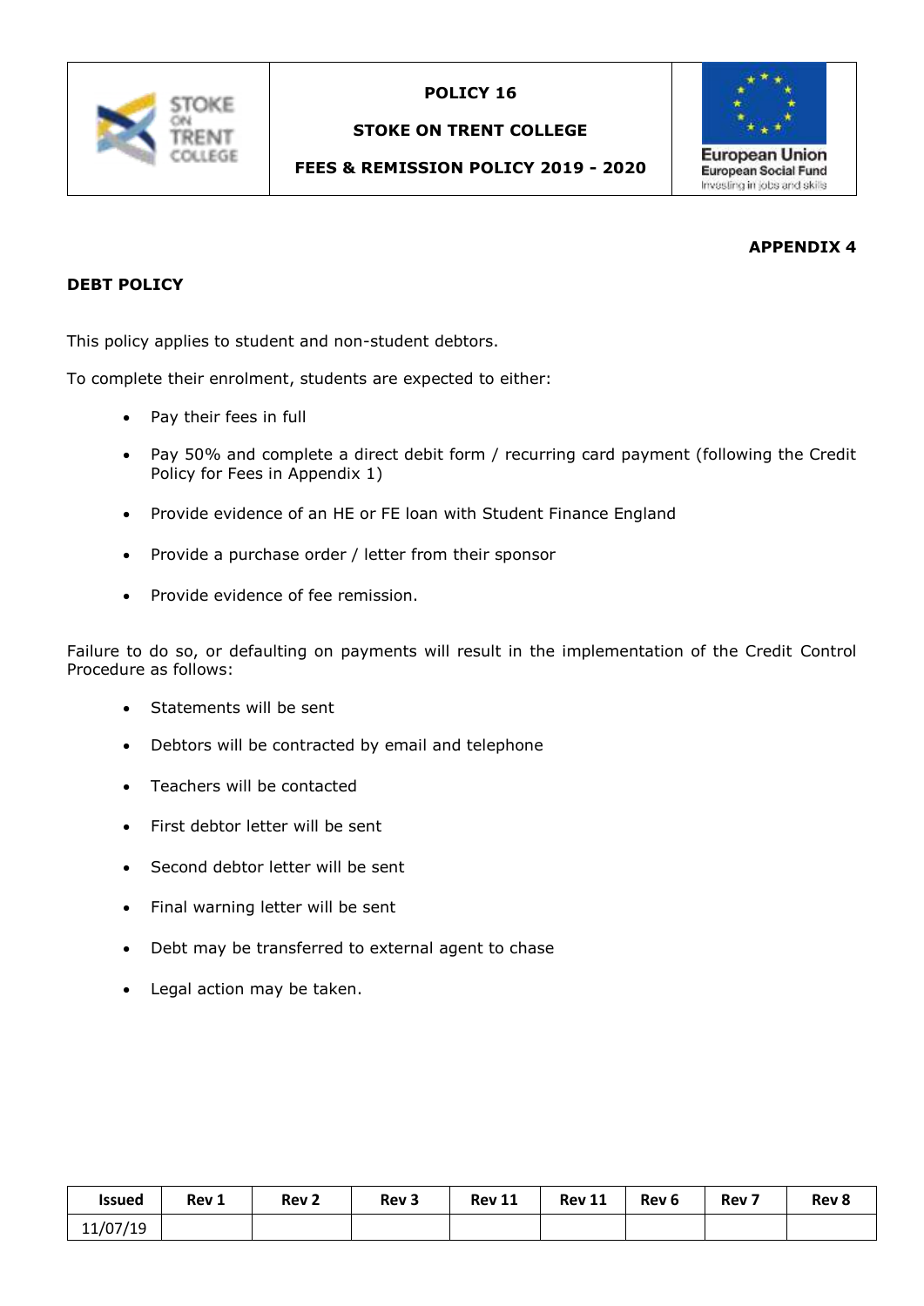| | | |
|---|---|---|
| STOKE ON TRENT COLLEGE | **POLICY 16**<br><br>**STOKE ON TRENT COLLEGE**<br><br>**FEES & REMISSION POLICY 2019 - 2020** | European Union<br>European Social Fund<br>Investing in jobs and skills |

**APPENDIX 4**

**DEBT POLICY**

This policy applies to student and non-student debtors.

To complete their enrolment, students are expected to either:

- Pay their fees in full
- Pay 50% and complete a direct debit form / recurring card payment (following the Credit Policy for Fees in Appendix 1)
- Provide evidence of an HE or FE loan with Student Finance England
- Provide a purchase order / letter from their sponsor
- Provide evidence of fee remission.

Failure to do so, or defaulting on payments will result in the implementation of the Credit Control Procedure as follows:

- Statements will be sent
- Debtors will be contracted by email and telephone
- Teachers will be contacted
- First debtor letter will be sent
- Second debtor letter will be sent
- Final warning letter will be sent
- Debt may be transferred to external agent to chase
- Legal action may be taken.

| Issued | Rev 1 | Rev 2 | Rev 3 | Rev 11 | Rev 11 | Rev 6 | Rev 7 | Rev 8 |
|---|---|---|---|---|---|---|---|---|
| 11/07/19 | | | | | | | | |